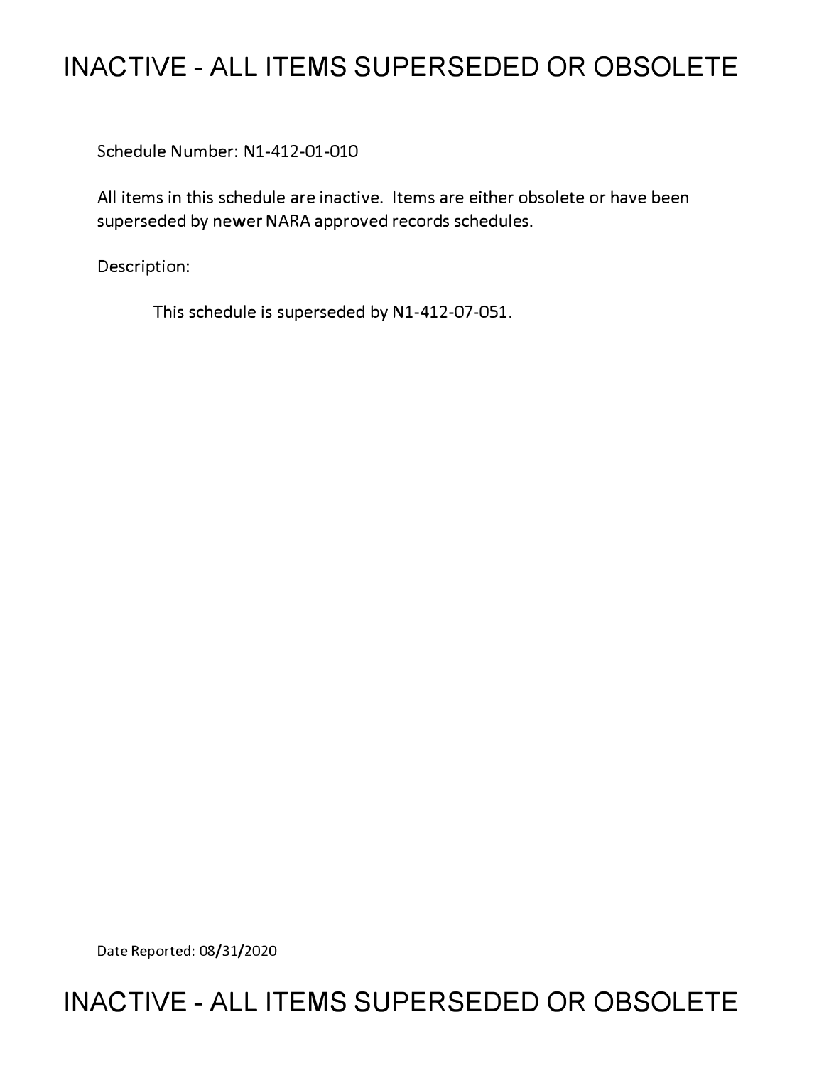# INACTIVE - ALL ITEMS SUPERSEDED OR OBSOLETE

Schedule Number: N1-412-01-010

All items in this schedule are inactive. Items are either obsolete or have been superseded by newer NARA approved records schedules.

Description:

This schedule is superseded by N1-412-07-051.

Date Reported: 08/31/2020

# INACTIVE - ALL ITEMS SUPERSEDED OR OBSOLETE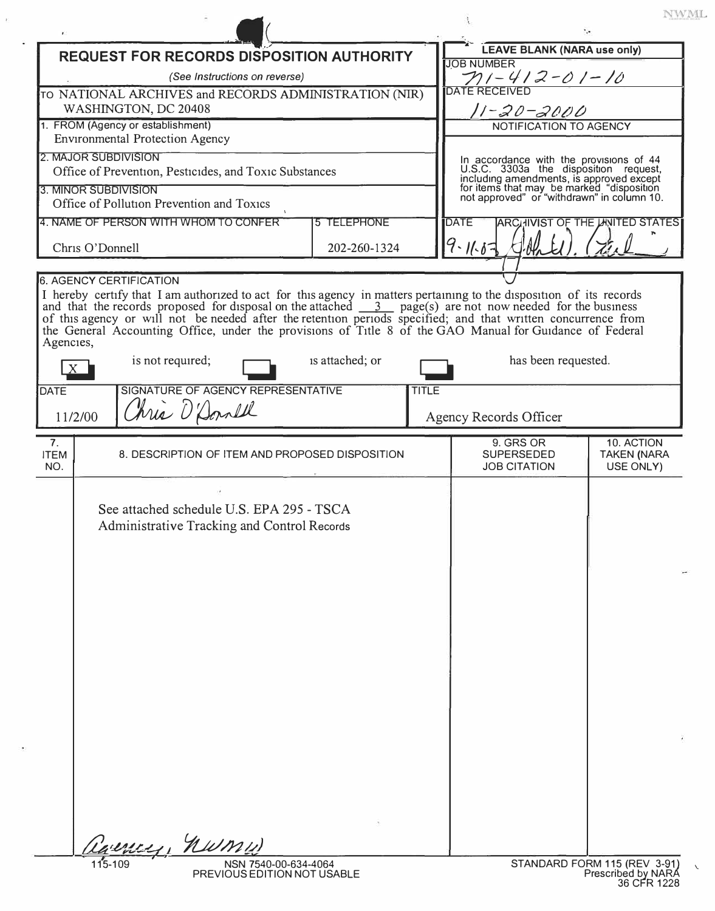NWML

# REQUEST FOR RECORDS DISPOSITION AUTHORITY

*(See Instructions on reverse)*

TO NATIONAL ARCHIVES and RECORDS ADMINISTRATION (NIR)
WASHINGTON, DC 20408

| | |
|---|---|
| **LEAVE BLANK (NARA use only)** | |
| JOB NUMBER | N1-412-01-10 |
| DATE RECEIVED | 11-20-2000 |

1. FROM (Agency or establishment)
Environmental Protection Agency

2. MAJOR SUBDIVISION
Office of Prevention, Pesticides, and Toxic Substances

3. MINOR SUBDIVISION
Office of Pollution Prevention and Toxics

| 4. NAME OF PERSON WITH WHOM TO CONFER | 5. TELEPHONE |
|---|---|
| Chris O'Donnell | 202-260-1324 |

**NOTIFICATION TO AGENCY**

In accordance with the provisions of 44 U.S.C. 3303a the disposition request, including amendments, is approved except for items that may be marked "disposition not approved" or "withdrawn" in column 10.

| DATE | ARCHIVIST OF THE UNITED STATES |
|---|---|
| 9-11-03 | *[signature]* |

6. AGENCY CERTIFICATION

I hereby certify that I am authorized to act for this agency in matters pertaining to the disposition of its records and that the records proposed for disposal on the attached 3 page(s) are not now needed for the business of this agency or will not be needed after the retention periods specified; and that written concurrence from the General Accounting Office, under the provisions of Title 8 of the GAO Manual for Guidance of Federal Agencies,

[X] is not required; [ ] is attached; or [ ] has been requested.

| DATE | SIGNATURE OF AGENCY REPRESENTATIVE | TITLE |
|---|---|---|
| 11/2/00 | Chris O'Donnell | Agency Records Officer |

| 7. ITEM NO. | 8. DESCRIPTION OF ITEM AND PROPOSED DISPOSITION | 9. GRS OR SUPERSEDED JOB CITATION | 10. ACTION TAKEN (NARA USE ONLY) |
|---|---|---|---|
| | See attached schedule U.S. EPA 295 - TSCA Administrative Tracking and Control Records | | |

Agency, NWMW

115-109 NSN 7540-00-634-4064
PREVIOUS EDITION NOT USABLE

STANDARD FORM 115 (REV 3-91)
Prescribed by NARA
36 CFR 1228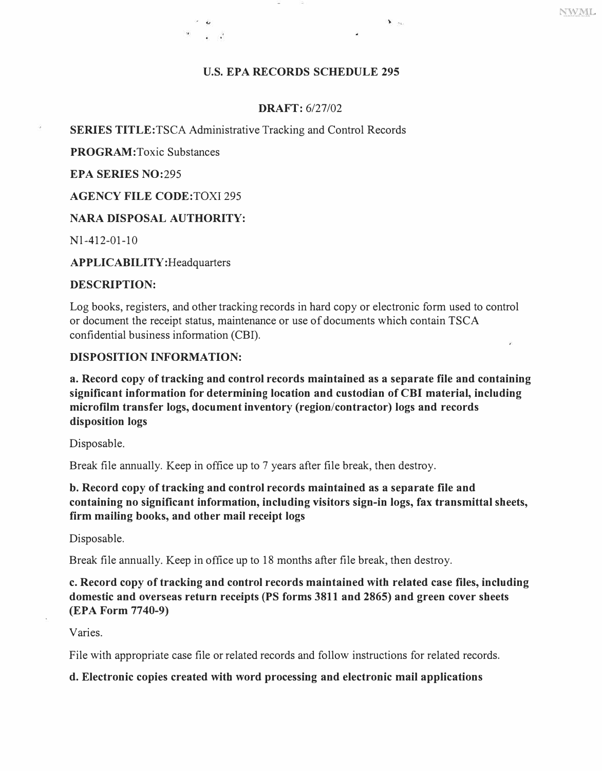# U.S. EPA RECORDS SCHEDULE 295

**DRAFT:** 6/27/02

**SERIES TITLE:** TSCA Administrative Tracking and Control Records

**PROGRAM:** Toxic Substances

**EPA SERIES NO:** 295

**AGENCY FILE CODE:** TOXI 295

**NARA DISPOSAL AUTHORITY:**

N1-412-01-10

**APPLICABILITY:** Headquarters

**DESCRIPTION:**

Log books, registers, and other tracking records in hard copy or electronic form used to control or document the receipt status, maintenance or use of documents which contain TSCA confidential business information (CBI).

**DISPOSITION INFORMATION:**

**a. Record copy of tracking and control records maintained as a separate file and containing significant information for determining location and custodian of CBI material, including microfilm transfer logs, document inventory (region/contractor) logs and records disposition logs**

Disposable.

Break file annually. Keep in office up to 7 years after file break, then destroy.

**b. Record copy of tracking and control records maintained as a separate file and containing no significant information, including visitors sign-in logs, fax transmittal sheets, firm mailing books, and other mail receipt logs**

Disposable.

Break file annually. Keep in office up to 18 months after file break, then destroy.

**c. Record copy of tracking and control records maintained with related case files, including domestic and overseas return receipts (PS forms 3811 and 2865) and green cover sheets (EPA Form 7740-9)**

Varies.

File with appropriate case file or related records and follow instructions for related records.

**d. Electronic copies created with word processing and electronic mail applications**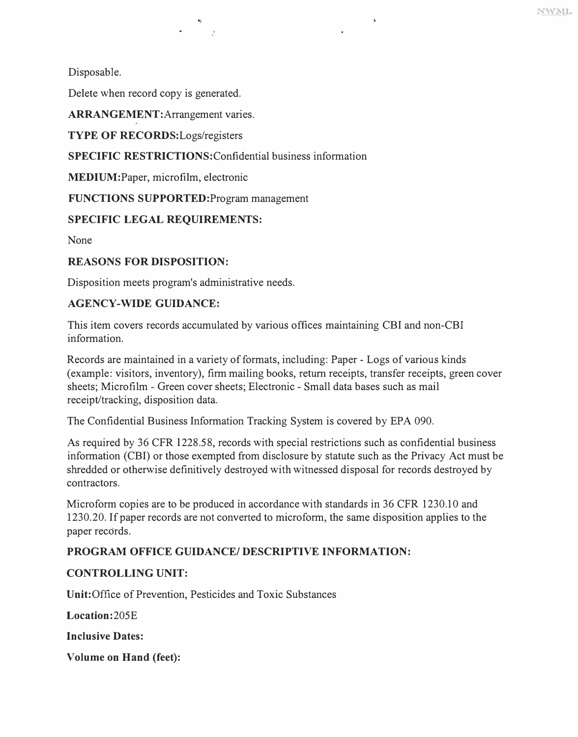Disposable.

Delete when record copy is generated.

**ARRANGEMENT:** Arrangement varies.

**TYPE OF RECORDS:** Logs/registers

**SPECIFIC RESTRICTIONS:** Confidential business information

**MEDIUM:** Paper, microfilm, electronic

**FUNCTIONS SUPPORTED:** Program management

**SPECIFIC LEGAL REQUIREMENTS:**

None

**REASONS FOR DISPOSITION:**

Disposition meets program's administrative needs.

**AGENCY-WIDE GUIDANCE:**

This item covers records accumulated by various offices maintaining CBI and non-CBI information.

Records are maintained in a variety of formats, including: Paper - Logs of various kinds (example: visitors, inventory), firm mailing books, return receipts, transfer receipts, green cover sheets; Microfilm - Green cover sheets; Electronic - Small data bases such as mail receipt/tracking, disposition data.

The Confidential Business Information Tracking System is covered by EPA 090.

As required by 36 CFR 1228.58, records with special restrictions such as confidential business information (CBI) or those exempted from disclosure by statute such as the Privacy Act must be shredded or otherwise definitively destroyed with witnessed disposal for records destroyed by contractors.

Microform copies are to be produced in accordance with standards in 36 CFR 1230.10 and 1230.20. If paper records are not converted to microform, the same disposition applies to the paper records.

**PROGRAM OFFICE GUIDANCE/ DESCRIPTIVE INFORMATION:**

**CONTROLLING UNIT:**

**Unit:** Office of Prevention, Pesticides and Toxic Substances

**Location:** 205E

**Inclusive Dates:**

**Volume on Hand (feet):**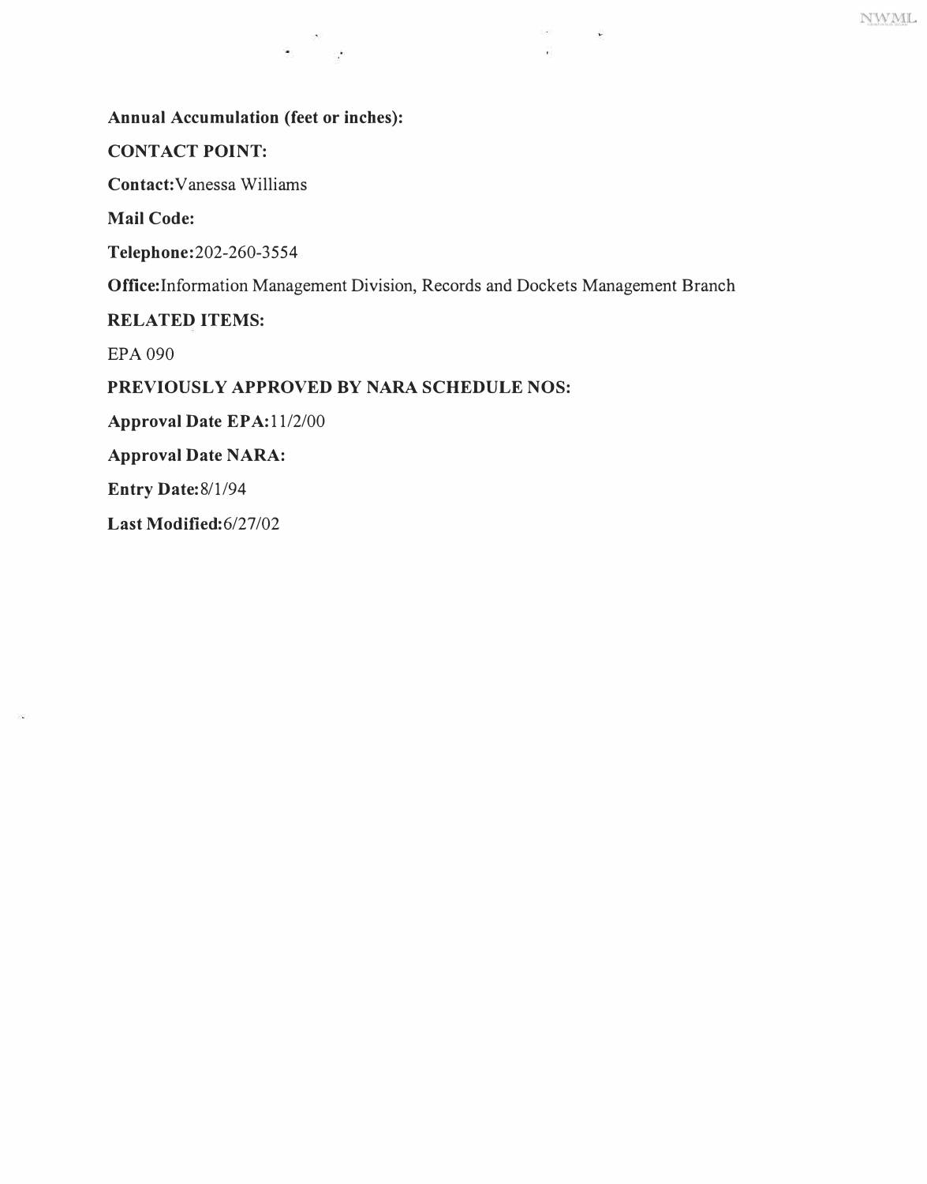**Annual Accumulation (feet or inches):**

**CONTACT POINT:**

**Contact:** Vanessa Williams

**Mail Code:**

**Telephone:** 202-260-3554

**Office:** Information Management Division, Records and Dockets Management Branch

**RELATED ITEMS:**

EPA 090

**PREVIOUSLY APPROVED BY NARA SCHEDULE NOS:**

**Approval Date EPA:** 11/2/00

**Approval Date NARA:**

**Entry Date:** 8/1/94

**Last Modified:** 6/27/02